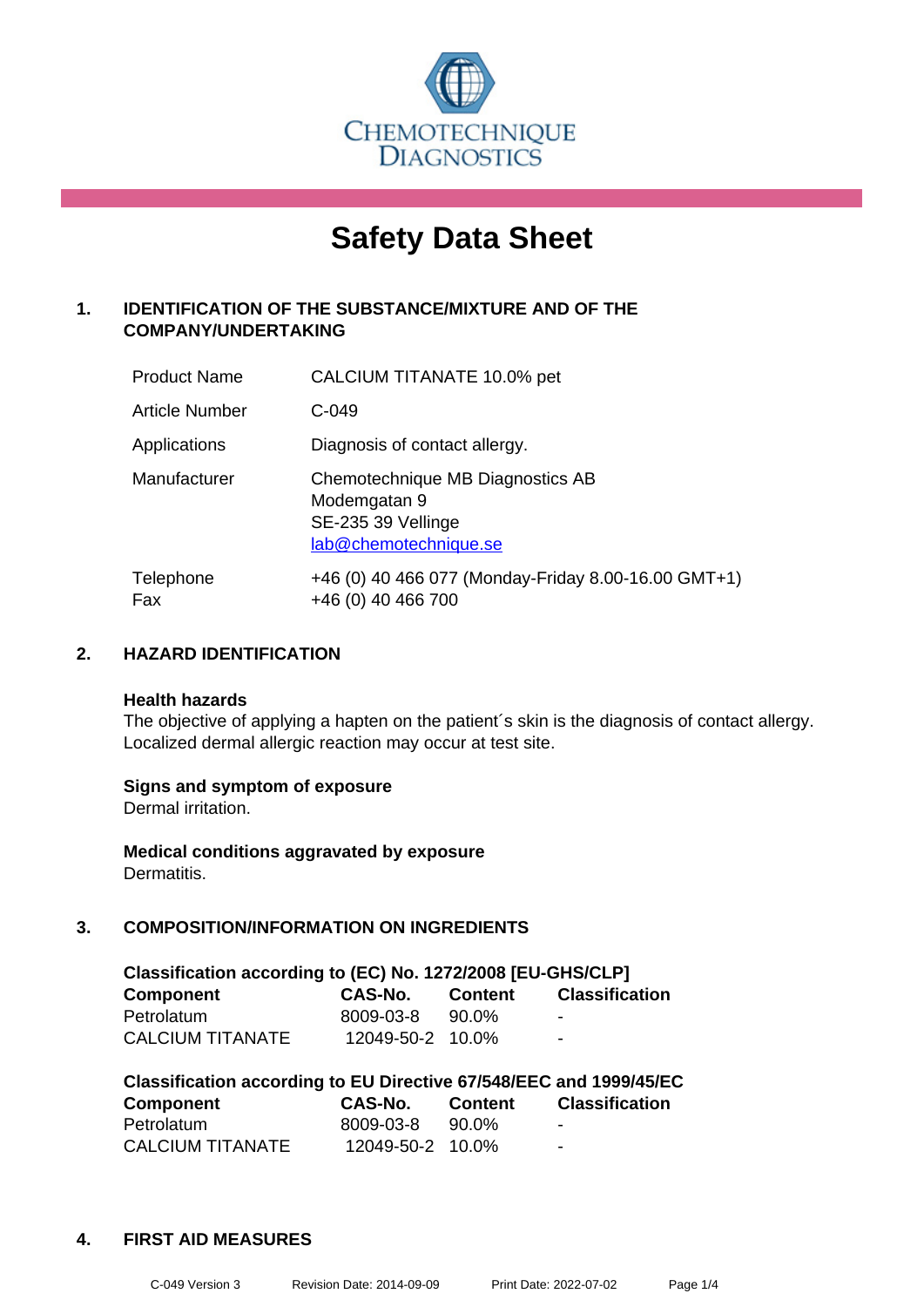CHEMOTECHNIQUE DIAGNOSTICS

# Safety Data Sheet

## 1. IDENTIFICATION OF THE SUBSTANCE/MIXTURE AND OF THE COMPANY/UNDERTAKING

| | |
|---|---|
| Product Name | CALCIUM TITANATE 10.0% pet |
| Article Number | C-049 |
| Applications | Diagnosis of contact allergy. |
| Manufacturer | Chemotechnique MB Diagnostics AB<br>Modemgatan 9<br>SE-235 39 Vellinge<br>lab@chemotechnique.se |
| Telephone<br>Fax | +46 (0) 40 466 077 (Monday-Friday 8.00-16.00 GMT+1)<br>+46 (0) 40 466 700 |

## 2. HAZARD IDENTIFICATION

**Health hazards**

The objective of applying a hapten on the patient´s skin is the diagnosis of contact allergy. Localized dermal allergic reaction may occur at test site.

**Signs and symptom of exposure**

Dermal irritation.

**Medical conditions aggravated by exposure**

Dermatitis.

## 3. COMPOSITION/INFORMATION ON INGREDIENTS

**Classification according to (EC) No. 1272/2008 [EU-GHS/CLP]**

| Component | CAS-No. | Content | Classification |
|---|---|---|---|
| Petrolatum | 8009-03-8 | 90.0% | - |
| CALCIUM TITANATE | 12049-50-2 | 10.0% | - |

**Classification according to EU Directive 67/548/EEC and 1999/45/EC**

| Component | CAS-No. | Content | Classification |
|---|---|---|---|
| Petrolatum | 8009-03-8 | 90.0% | - |
| CALCIUM TITANATE | 12049-50-2 | 10.0% | - |

## 4. FIRST AID MEASURES

C-049 Version 3    Revision Date: 2014-09-09    Print Date: 2022-07-02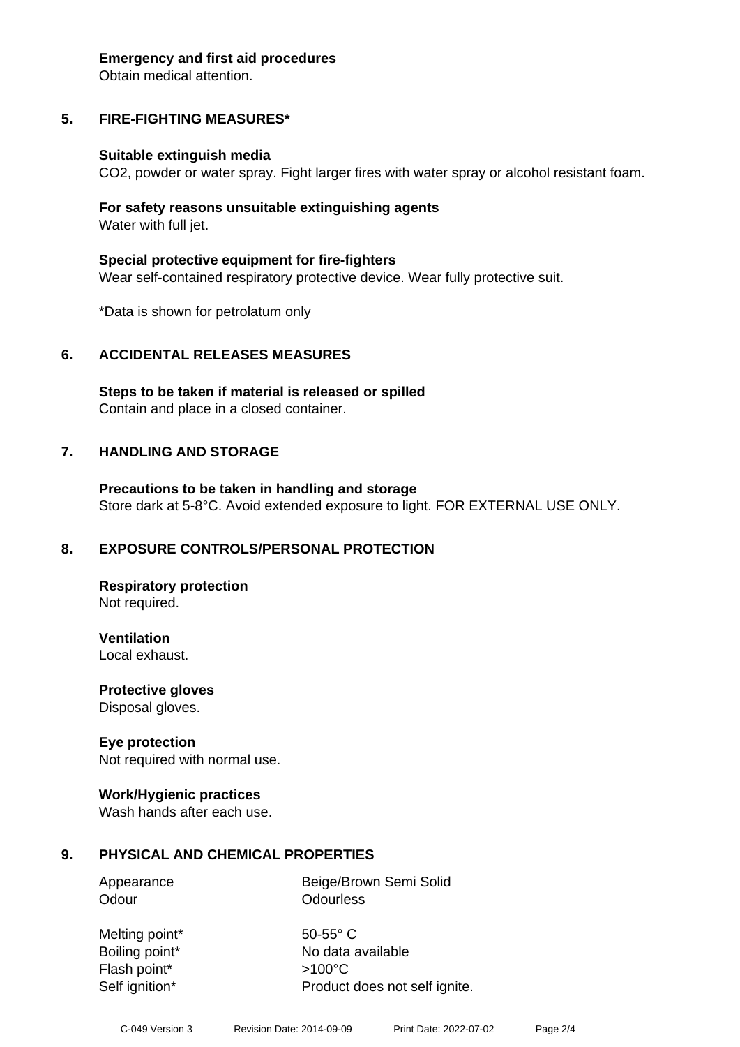**Emergency and first aid procedures**
Obtain medical attention.

## 5. FIRE-FIGHTING MEASURES*

**Suitable extinguish media**
$CO_2$, powder or water spray. Fight larger fires with water spray or alcohol resistant foam.

**For safety reasons unsuitable extinguishing agents**
Water with full jet.

**Special protective equipment for fire-fighters**
Wear self-contained respiratory protective device. Wear fully protective suit.

*Data is shown for petrolatum only

## 6. ACCIDENTAL RELEASES MEASURES

**Steps to be taken if material is released or spilled**
Contain and place in a closed container.

## 7. HANDLING AND STORAGE

**Precautions to be taken in handling and storage**
Store dark at 5-8°C. Avoid extended exposure to light. FOR EXTERNAL USE ONLY.

## 8. EXPOSURE CONTROLS/PERSONAL PROTECTION

**Respiratory protection**
Not required.

**Ventilation**
Local exhaust.

**Protective gloves**
Disposal gloves.

**Eye protection**
Not required with normal use.

**Work/Hygienic practices**
Wash hands after each use.

## 9. PHYSICAL AND CHEMICAL PROPERTIES

| | |
|---|---|
| Appearance | Beige/Brown Semi Solid |
| Odour | Odourless |
| Melting point* | 50-55° C |
| Boiling point* | No data available |
| Flash point* | >100°C |
| Self ignition* | Product does not self ignite. |

C-049 Version 3 Revision Date: 2014-09-09 Print Date: 2022-07-02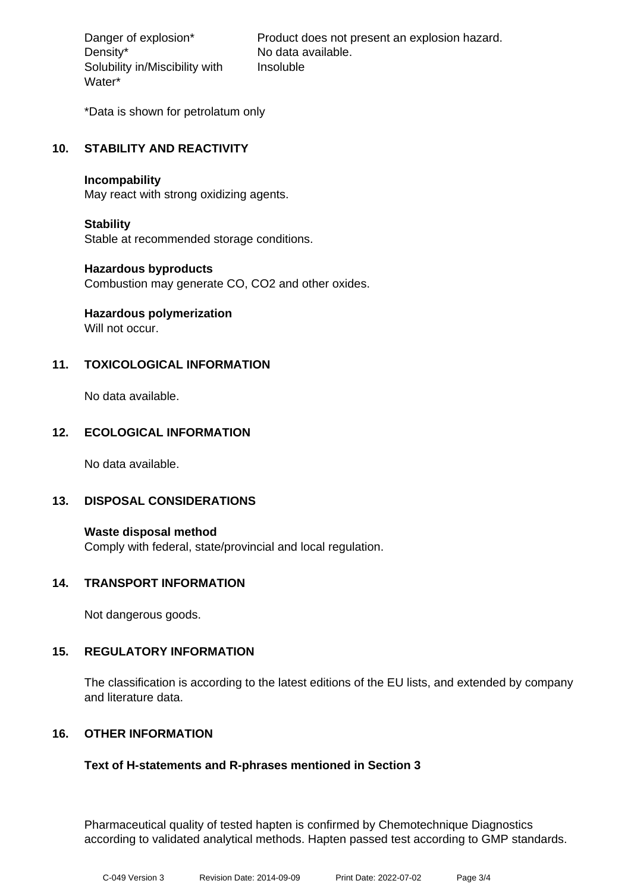| | |
|---|---|
| Danger of explosion* | Product does not present an explosion hazard. |
| Density* | No data available. |
| Solubility in/Miscibility with Water* | Insoluble |

*Data is shown for petrolatum only

## 10. STABILITY AND REACTIVITY

**Incompability**
May react with strong oxidizing agents.

**Stability**
Stable at recommended storage conditions.

**Hazardous byproducts**
Combustion may generate CO, $CO_2$ and other oxides.

**Hazardous polymerization**
Will not occur.

## 11. TOXICOLOGICAL INFORMATION

No data available.

## 12. ECOLOGICAL INFORMATION

No data available.

## 13. DISPOSAL CONSIDERATIONS

**Waste disposal method**
Comply with federal, state/provincial and local regulation.

## 14. TRANSPORT INFORMATION

Not dangerous goods.

## 15. REGULATORY INFORMATION

The classification is according to the latest editions of the EU lists, and extended by company and literature data.

## 16. OTHER INFORMATION

**Text of H-statements and R-phrases mentioned in Section 3**

Pharmaceutical quality of tested hapten is confirmed by Chemotechnique Diagnostics according to validated analytical methods. Hapten passed test according to GMP standards.

C-049 Version 3 Revision Date: 2014-09-09 Print Date: 2022-07-02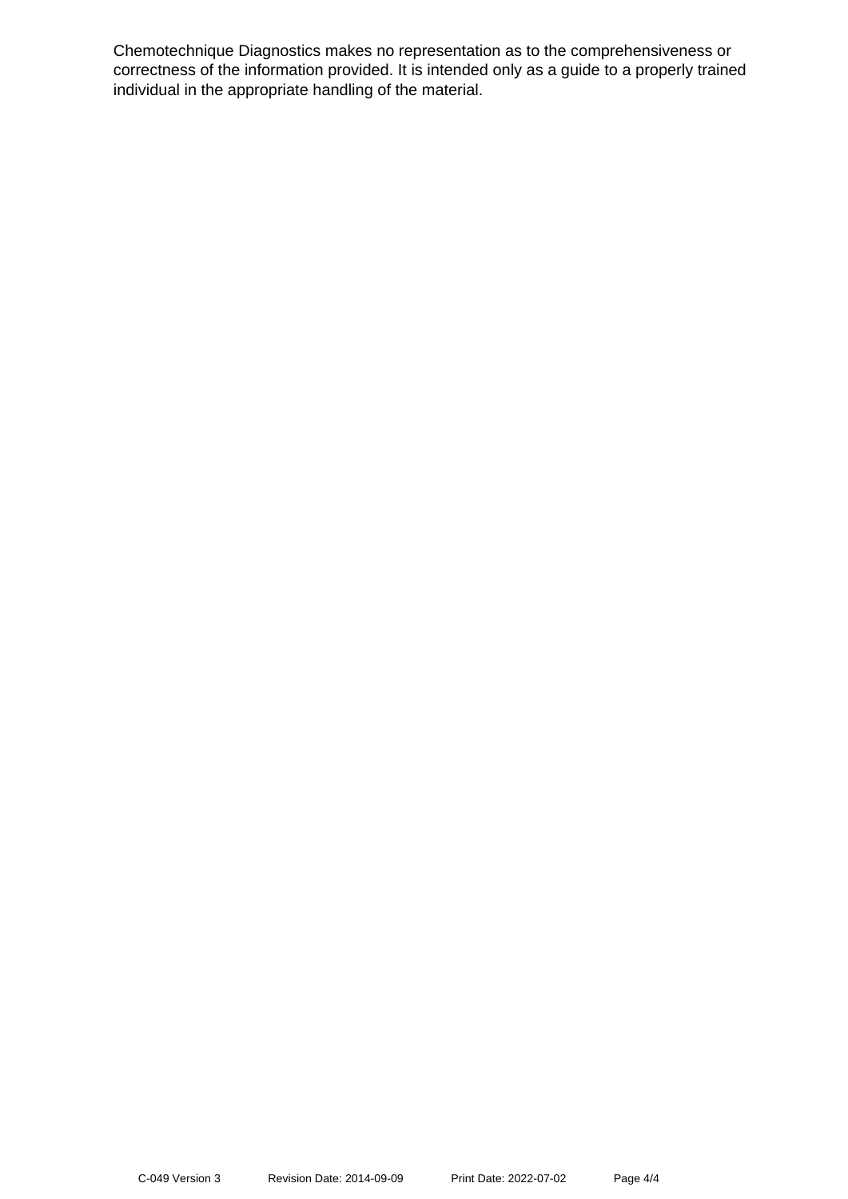Chemotechnique Diagnostics makes no representation as to the comprehensiveness or correctness of the information provided. It is intended only as a guide to a properly trained individual in the appropriate handling of the material.